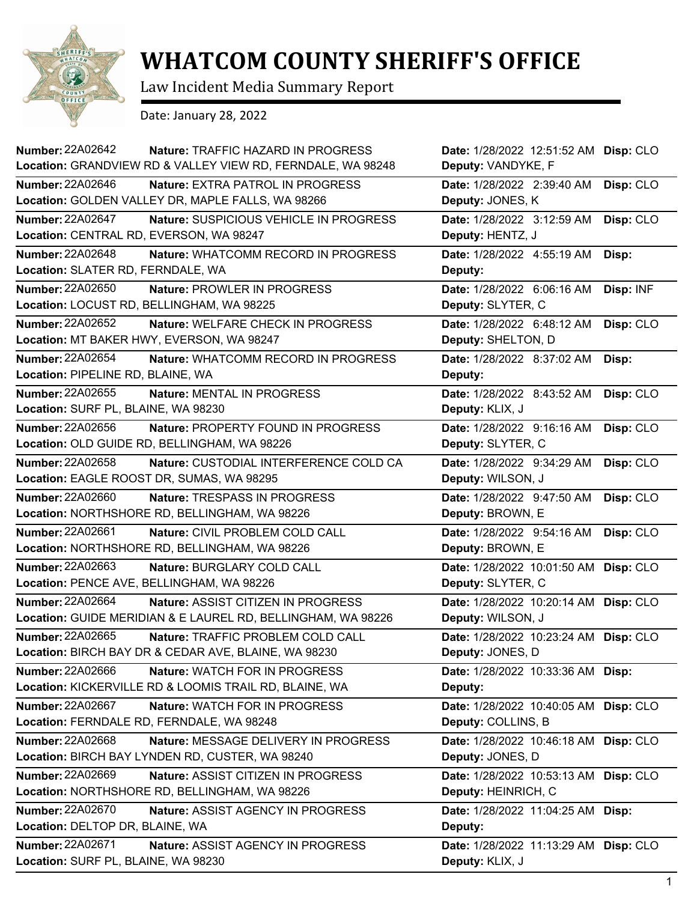# WHATCOM COUNTY SHERIFF'S OFFICE

Law Incident Media Summary Report

Date: January 28, 2022

| Number | Nature | Location | Date | Deputy | Disp |
|---|---|---|---|---|---|
| 22A02642 | TRAFFIC HAZARD IN PROGRESS | GRANDVIEW RD & VALLEY VIEW RD, FERNDALE, WA 98248 | 1/28/2022 12:51:52 AM | VANDYKE, F | CLO |
| 22A02646 | EXTRA PATROL IN PROGRESS | GOLDEN VALLEY DR, MAPLE FALLS, WA 98266 | 1/28/2022 2:39:40 AM | JONES, K | CLO |
| 22A02647 | SUSPICIOUS VEHICLE IN PROGRESS | CENTRAL RD, EVERSON, WA 98247 | 1/28/2022 3:12:59 AM | HENTZ, J | CLO |
| 22A02648 | WHATCOMM RECORD IN PROGRESS | SLATER RD, FERNDALE, WA | 1/28/2022 4:55:19 AM | | |
| 22A02650 | PROWLER IN PROGRESS | LOCUST RD, BELLINGHAM, WA 98225 | 1/28/2022 6:06:16 AM | SLYTER, C | INF |
| 22A02652 | WELFARE CHECK IN PROGRESS | MT BAKER HWY, EVERSON, WA 98247 | 1/28/2022 6:48:12 AM | SHELTON, D | CLO |
| 22A02654 | WHATCOMM RECORD IN PROGRESS | PIPELINE RD, BLAINE, WA | 1/28/2022 8:37:02 AM | | |
| 22A02655 | MENTAL IN PROGRESS | SURF PL, BLAINE, WA 98230 | 1/28/2022 8:43:52 AM | KLIX, J | CLO |
| 22A02656 | PROPERTY FOUND IN PROGRESS | OLD GUIDE RD, BELLINGHAM, WA 98226 | 1/28/2022 9:16:16 AM | SLYTER, C | CLO |
| 22A02658 | CUSTODIAL INTERFERENCE COLD CA | EAGLE ROOST DR, SUMAS, WA 98295 | 1/28/2022 9:34:29 AM | WILSON, J | CLO |
| 22A02660 | TRESPASS IN PROGRESS | NORTHSHORE RD, BELLINGHAM, WA 98226 | 1/28/2022 9:47:50 AM | BROWN, E | CLO |
| 22A02661 | CIVIL PROBLEM COLD CALL | NORTHSHORE RD, BELLINGHAM, WA 98226 | 1/28/2022 9:54:16 AM | BROWN, E | CLO |
| 22A02663 | BURGLARY COLD CALL | PENCE AVE, BELLINGHAM, WA 98226 | 1/28/2022 10:01:50 AM | SLYTER, C | CLO |
| 22A02664 | ASSIST CITIZEN IN PROGRESS | GUIDE MERIDIAN & E LAUREL RD, BELLINGHAM, WA 98226 | 1/28/2022 10:20:14 AM | WILSON, J | CLO |
| 22A02665 | TRAFFIC PROBLEM COLD CALL | BIRCH BAY DR & CEDAR AVE, BLAINE, WA 98230 | 1/28/2022 10:23:24 AM | JONES, D | CLO |
| 22A02666 | WATCH FOR IN PROGRESS | KICKERVILLE RD & LOOMIS TRAIL RD, BLAINE, WA | 1/28/2022 10:33:36 AM | | |
| 22A02667 | WATCH FOR IN PROGRESS | FERNDALE RD, FERNDALE, WA 98248 | 1/28/2022 10:40:05 AM | COLLINS, B | CLO |
| 22A02668 | MESSAGE DELIVERY IN PROGRESS | BIRCH BAY LYNDEN RD, CUSTER, WA 98240 | 1/28/2022 10:46:18 AM | JONES, D | CLO |
| 22A02669 | ASSIST CITIZEN IN PROGRESS | NORTHSHORE RD, BELLINGHAM, WA 98226 | 1/28/2022 10:53:13 AM | HEINRICH, C | CLO |
| 22A02670 | ASSIST AGENCY IN PROGRESS | DELTOP DR, BLAINE, WA | 1/28/2022 11:04:25 AM | | |
| 22A02671 | ASSIST AGENCY IN PROGRESS | SURF PL, BLAINE, WA 98230 | 1/28/2022 11:13:29 AM | KLIX, J | CLO |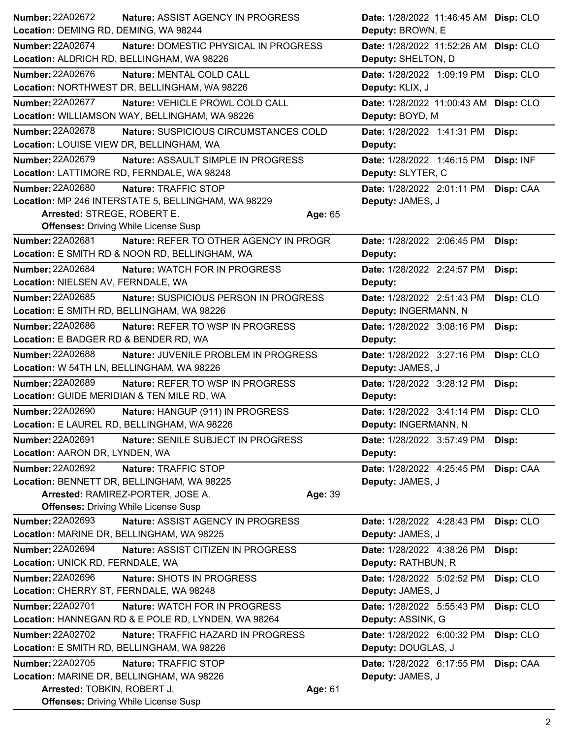**Number:** 22A02672 **Nature:** ASSIST AGENCY IN PROGRESS **Date:** 1/28/2022 11:46:45 AM **Disp:** CLO
**Location:** DEMING RD, DEMING, WA 98244 **Deputy:** BROWN, E

---

**Number:** 22A02674 **Nature:** DOMESTIC PHYSICAL IN PROGRESS **Date:** 1/28/2022 11:52:26 AM **Disp:** CLO
**Location:** ALDRICH RD, BELLINGHAM, WA 98226 **Deputy:** SHELTON, D

---

**Number:** 22A02676 **Nature:** MENTAL COLD CALL **Date:** 1/28/2022 1:09:19 PM **Disp:** CLO
**Location:** NORTHWEST DR, BELLINGHAM, WA 98226 **Deputy:** KLIX, J

---

**Number:** 22A02677 **Nature:** VEHICLE PROWL COLD CALL **Date:** 1/28/2022 11:00:43 AM **Disp:** CLO
**Location:** WILLIAMSON WAY, BELLINGHAM, WA 98226 **Deputy:** BOYD, M

---

**Number:** 22A02678 **Nature:** SUSPICIOUS CIRCUMSTANCES COLD **Date:** 1/28/2022 1:41:31 PM **Disp:**
**Location:** LOUISE VIEW DR, BELLINGHAM, WA **Deputy:**

---

**Number:** 22A02679 **Nature:** ASSAULT SIMPLE IN PROGRESS **Date:** 1/28/2022 1:46:15 PM **Disp:** INF
**Location:** LATTIMORE RD, FERNDALE, WA 98248 **Deputy:** SLYTER, C

---

**Number:** 22A02680 **Nature:** TRAFFIC STOP **Date:** 1/28/2022 2:01:11 PM **Disp:** CAA
**Location:** MP 246 INTERSTATE 5, BELLINGHAM, WA 98229 **Deputy:** JAMES, J
**Arrested:** STREGE, ROBERT E. **Age:** 65
**Offenses:** Driving While License Susp

---

**Number:** 22A02681 **Nature:** REFER TO OTHER AGENCY IN PROGR **Date:** 1/28/2022 2:06:45 PM **Disp:**
**Location:** E SMITH RD & NOON RD, BELLINGHAM, WA **Deputy:**

---

**Number:** 22A02684 **Nature:** WATCH FOR IN PROGRESS **Date:** 1/28/2022 2:24:57 PM **Disp:**
**Location:** NIELSEN AV, FERNDALE, WA **Deputy:**

---

**Number:** 22A02685 **Nature:** SUSPICIOUS PERSON IN PROGRESS **Date:** 1/28/2022 2:51:43 PM **Disp:** CLO
**Location:** E SMITH RD, BELLINGHAM, WA 98226 **Deputy:** INGERMANN, N

---

**Number:** 22A02686 **Nature:** REFER TO WSP IN PROGRESS **Date:** 1/28/2022 3:08:16 PM **Disp:**
**Location:** E BADGER RD & BENDER RD, WA **Deputy:**

---

**Number:** 22A02688 **Nature:** JUVENILE PROBLEM IN PROGRESS **Date:** 1/28/2022 3:27:16 PM **Disp:** CLO
**Location:** W 54TH LN, BELLINGHAM, WA 98226 **Deputy:** JAMES, J

---

**Number:** 22A02689 **Nature:** REFER TO WSP IN PROGRESS **Date:** 1/28/2022 3:28:12 PM **Disp:**
**Location:** GUIDE MERIDIAN & TEN MILE RD, WA **Deputy:**

---

**Number:** 22A02690 **Nature:** HANGUP (911) IN PROGRESS **Date:** 1/28/2022 3:41:14 PM **Disp:** CLO
**Location:** E LAUREL RD, BELLINGHAM, WA 98226 **Deputy:** INGERMANN, N

---

**Number:** 22A02691 **Nature:** SENILE SUBJECT IN PROGRESS **Date:** 1/28/2022 3:57:49 PM **Disp:**
**Location:** AARON DR, LYNDEN, WA **Deputy:**

---

**Number:** 22A02692 **Nature:** TRAFFIC STOP **Date:** 1/28/2022 4:25:45 PM **Disp:** CAA
**Location:** BENNETT DR, BELLINGHAM, WA 98225 **Deputy:** JAMES, J
**Arrested:** RAMIREZ-PORTER, JOSE A. **Age:** 39
**Offenses:** Driving While License Susp

---

**Number:** 22A02693 **Nature:** ASSIST AGENCY IN PROGRESS **Date:** 1/28/2022 4:28:43 PM **Disp:** CLO
**Location:** MARINE DR, BELLINGHAM, WA 98225 **Deputy:** JAMES, J

---

**Number:** 22A02694 **Nature:** ASSIST CITIZEN IN PROGRESS **Date:** 1/28/2022 4:38:26 PM **Disp:**
**Location:** UNICK RD, FERNDALE, WA **Deputy:** RATHBUN, R

---

**Number:** 22A02696 **Nature:** SHOTS IN PROGRESS **Date:** 1/28/2022 5:02:52 PM **Disp:** CLO
**Location:** CHERRY ST, FERNDALE, WA 98248 **Deputy:** JAMES, J

---

**Number:** 22A02701 **Nature:** WATCH FOR IN PROGRESS **Date:** 1/28/2022 5:55:43 PM **Disp:** CLO
**Location:** HANNEGAN RD & E POLE RD, LYNDEN, WA 98264 **Deputy:** ASSINK, G

---

**Number:** 22A02702 **Nature:** TRAFFIC HAZARD IN PROGRESS **Date:** 1/28/2022 6:00:32 PM **Disp:** CLO
**Location:** E SMITH RD, BELLINGHAM, WA 98226 **Deputy:** DOUGLAS, J

---

**Number:** 22A02705 **Nature:** TRAFFIC STOP **Date:** 1/28/2022 6:17:55 PM **Disp:** CAA
**Location:** MARINE DR, BELLINGHAM, WA 98226 **Deputy:** JAMES, J
**Arrested:** TOBKIN, ROBERT J. **Age:** 61
**Offenses:** Driving While License Susp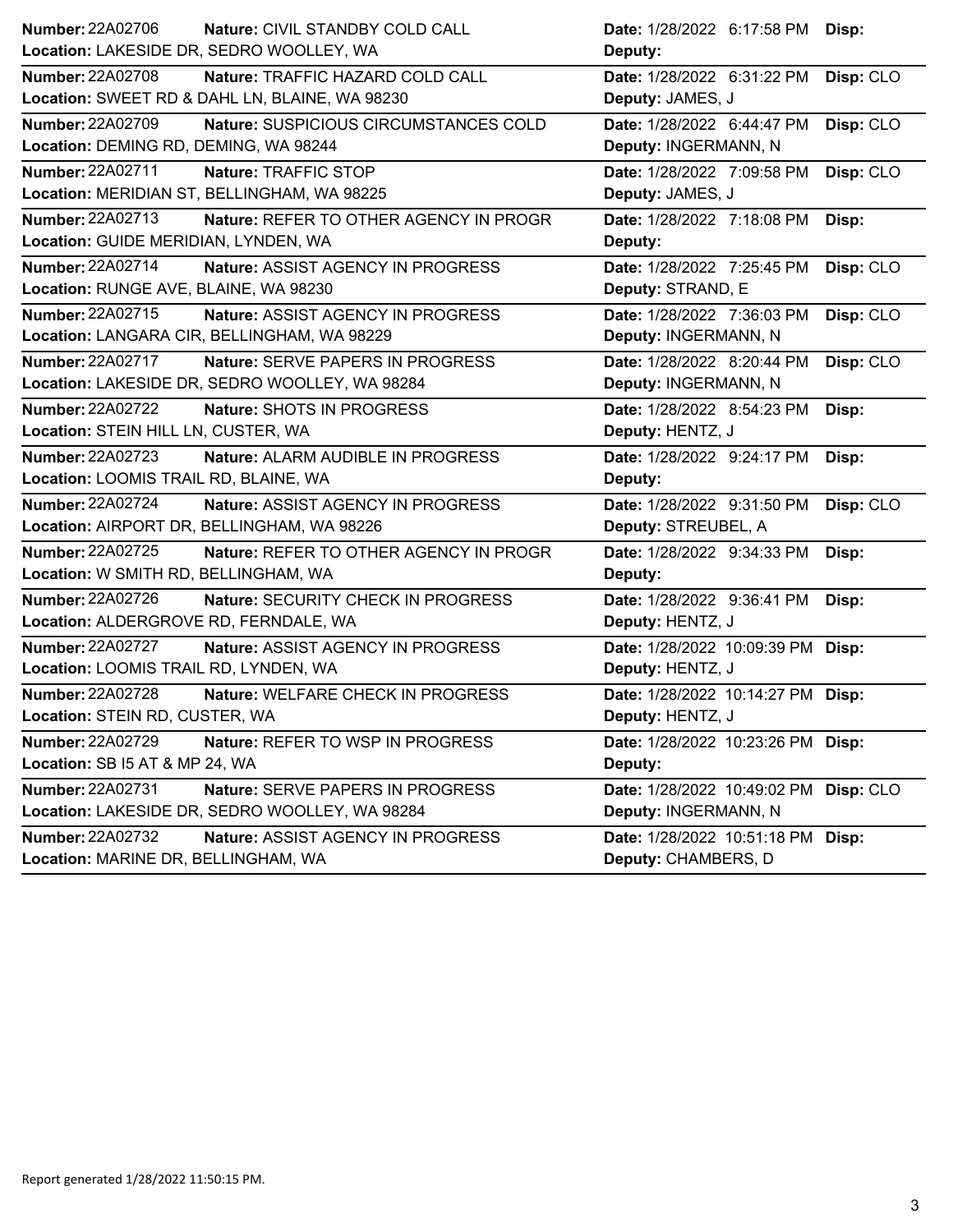**Number:** 22A02706 **Nature:** CIVIL STANDBY COLD CALL **Date:** 1/28/2022 6:17:58 PM **Disp:**
**Location:** LAKESIDE DR, SEDRO WOOLLEY, WA **Deputy:**

**Number:** 22A02708 **Nature:** TRAFFIC HAZARD COLD CALL **Date:** 1/28/2022 6:31:22 PM **Disp:** CLO
**Location:** SWEET RD & DAHL LN, BLAINE, WA 98230 **Deputy:** JAMES, J

**Number:** 22A02709 **Nature:** SUSPICIOUS CIRCUMSTANCES COLD **Date:** 1/28/2022 6:44:47 PM **Disp:** CLO
**Location:** DEMING RD, DEMING, WA 98244 **Deputy:** INGERMANN, N

**Number:** 22A02711 **Nature:** TRAFFIC STOP **Date:** 1/28/2022 7:09:58 PM **Disp:** CLO
**Location:** MERIDIAN ST, BELLINGHAM, WA 98225 **Deputy:** JAMES, J

**Number:** 22A02713 **Nature:** REFER TO OTHER AGENCY IN PROGR **Date:** 1/28/2022 7:18:08 PM **Disp:**
**Location:** GUIDE MERIDIAN, LYNDEN, WA **Deputy:**

**Number:** 22A02714 **Nature:** ASSIST AGENCY IN PROGRESS **Date:** 1/28/2022 7:25:45 PM **Disp:** CLO
**Location:** RUNGE AVE, BLAINE, WA 98230 **Deputy:** STRAND, E

**Number:** 22A02715 **Nature:** ASSIST AGENCY IN PROGRESS **Date:** 1/28/2022 7:36:03 PM **Disp:** CLO
**Location:** LANGARA CIR, BELLINGHAM, WA 98229 **Deputy:** INGERMANN, N

**Number:** 22A02717 **Nature:** SERVE PAPERS IN PROGRESS **Date:** 1/28/2022 8:20:44 PM **Disp:** CLO
**Location:** LAKESIDE DR, SEDRO WOOLLEY, WA 98284 **Deputy:** INGERMANN, N

**Number:** 22A02722 **Nature:** SHOTS IN PROGRESS **Date:** 1/28/2022 8:54:23 PM **Disp:**
**Location:** STEIN HILL LN, CUSTER, WA **Deputy:** HENTZ, J

**Number:** 22A02723 **Nature:** ALARM AUDIBLE IN PROGRESS **Date:** 1/28/2022 9:24:17 PM **Disp:**
**Location:** LOOMIS TRAIL RD, BLAINE, WA **Deputy:**

**Number:** 22A02724 **Nature:** ASSIST AGENCY IN PROGRESS **Date:** 1/28/2022 9:31:50 PM **Disp:** CLO
**Location:** AIRPORT DR, BELLINGHAM, WA 98226 **Deputy:** STREUBEL, A

**Number:** 22A02725 **Nature:** REFER TO OTHER AGENCY IN PROGR **Date:** 1/28/2022 9:34:33 PM **Disp:**
**Location:** W SMITH RD, BELLINGHAM, WA **Deputy:**

**Number:** 22A02726 **Nature:** SECURITY CHECK IN PROGRESS **Date:** 1/28/2022 9:36:41 PM **Disp:**
**Location:** ALDERGROVE RD, FERNDALE, WA **Deputy:** HENTZ, J

**Number:** 22A02727 **Nature:** ASSIST AGENCY IN PROGRESS **Date:** 1/28/2022 10:09:39 PM **Disp:**
**Location:** LOOMIS TRAIL RD, LYNDEN, WA **Deputy:** HENTZ, J

**Number:** 22A02728 **Nature:** WELFARE CHECK IN PROGRESS **Date:** 1/28/2022 10:14:27 PM **Disp:**
**Location:** STEIN RD, CUSTER, WA **Deputy:** HENTZ, J

**Number:** 22A02729 **Nature:** REFER TO WSP IN PROGRESS **Date:** 1/28/2022 10:23:26 PM **Disp:**
**Location:** SB I5 AT & MP 24, WA **Deputy:**

**Number:** 22A02731 **Nature:** SERVE PAPERS IN PROGRESS **Date:** 1/28/2022 10:49:02 PM **Disp:** CLO
**Location:** LAKESIDE DR, SEDRO WOOLLEY, WA 98284 **Deputy:** INGERMANN, N

**Number:** 22A02732 **Nature:** ASSIST AGENCY IN PROGRESS **Date:** 1/28/2022 10:51:18 PM **Disp:**
**Location:** MARINE DR, BELLINGHAM, WA **Deputy:** CHAMBERS, D

Report generated 1/28/2022 11:50:15 PM.